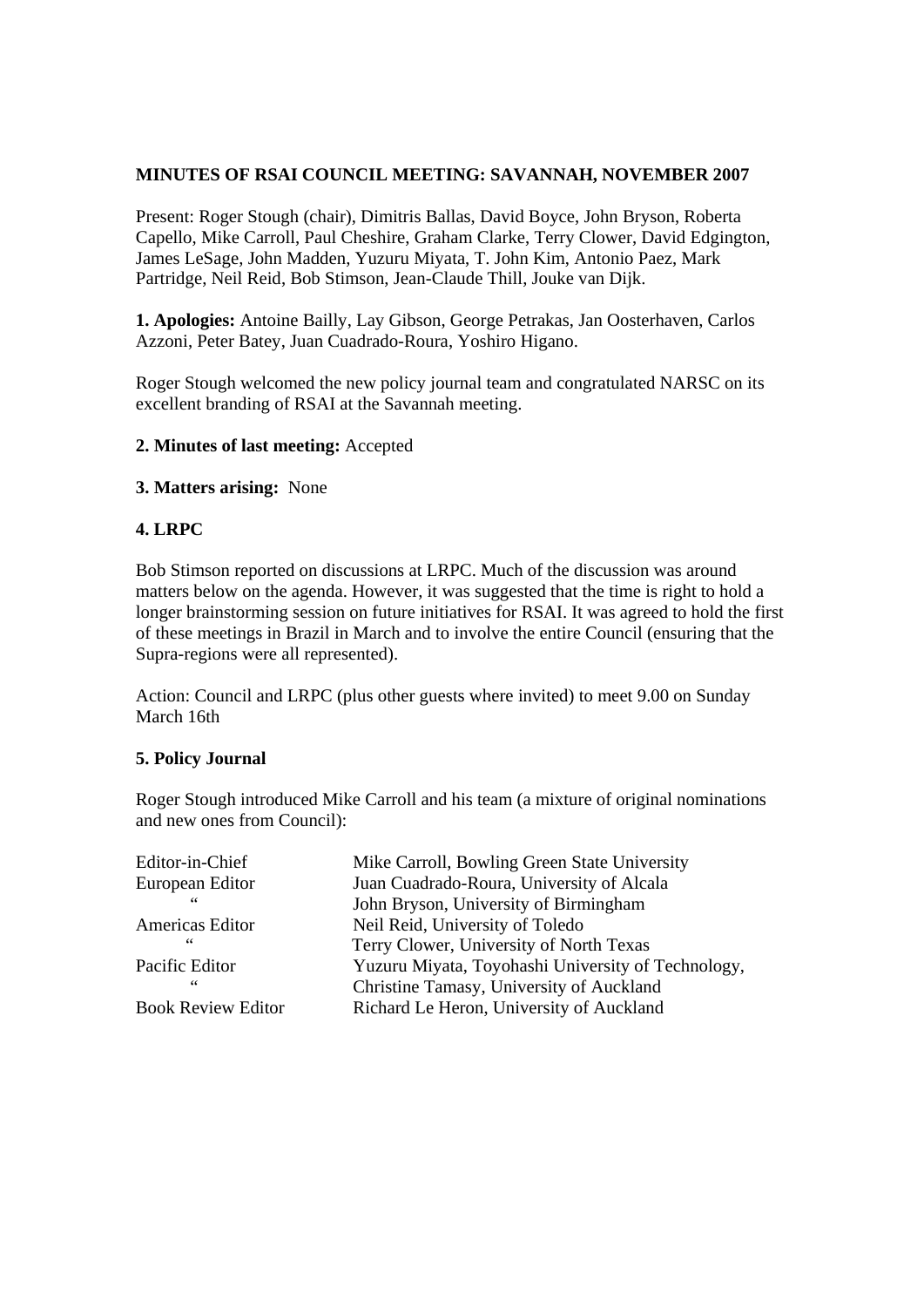**MINUTES OF RSAI COUNCIL MEETING: SAVANNAH, NOVEMBER 2007**

Present: Roger Stough (chair), Dimitris Ballas, David Boyce, John Bryson, Roberta Capello, Mike Carroll, Paul Cheshire, Graham Clarke, Terry Clower, David Edgington, James LeSage, John Madden, Yuzuru Miyata, T. John Kim, Antonio Paez, Mark Partridge, Neil Reid, Bob Stimson, Jean-Claude Thill, Jouke van Dijk.

**1. Apologies:** Antoine Bailly, Lay Gibson, George Petrakas, Jan Oosterhaven, Carlos Azzoni, Peter Batey, Juan Cuadrado-Roura, Yoshiro Higano.

Roger Stough welcomed the new policy journal team and congratulated NARSC on its excellent branding of RSAI at the Savannah meeting.

**2. Minutes of last meeting:** Accepted

**3. Matters arising:** None

**4. LRPC**

Bob Stimson reported on discussions at LRPC. Much of the discussion was around matters below on the agenda. However, it was suggested that the time is right to hold a longer brainstorming session on future initiatives for RSAI. It was agreed to hold the first of these meetings in Brazil in March and to involve the entire Council (ensuring that the Supra-regions were all represented).

Action: Council and LRPC (plus other guests where invited) to meet 9.00 on Sunday March 16th

**5. Policy Journal**

Roger Stough introduced Mike Carroll and his team (a mixture of original nominations and new ones from Council):

| | |
|---|---|
| Editor-in-Chief | Mike Carroll, Bowling Green State University |
| European Editor | Juan Cuadrado-Roura, University of Alcala |
| " | John Bryson, University of Birmingham |
| Americas Editor | Neil Reid, University of Toledo |
| " | Terry Clower, University of North Texas |
| Pacific Editor | Yuzuru Miyata, Toyohashi University of Technology, |
| " | Christine Tamasy, University of Auckland |
| Book Review Editor | Richard Le Heron, University of Auckland |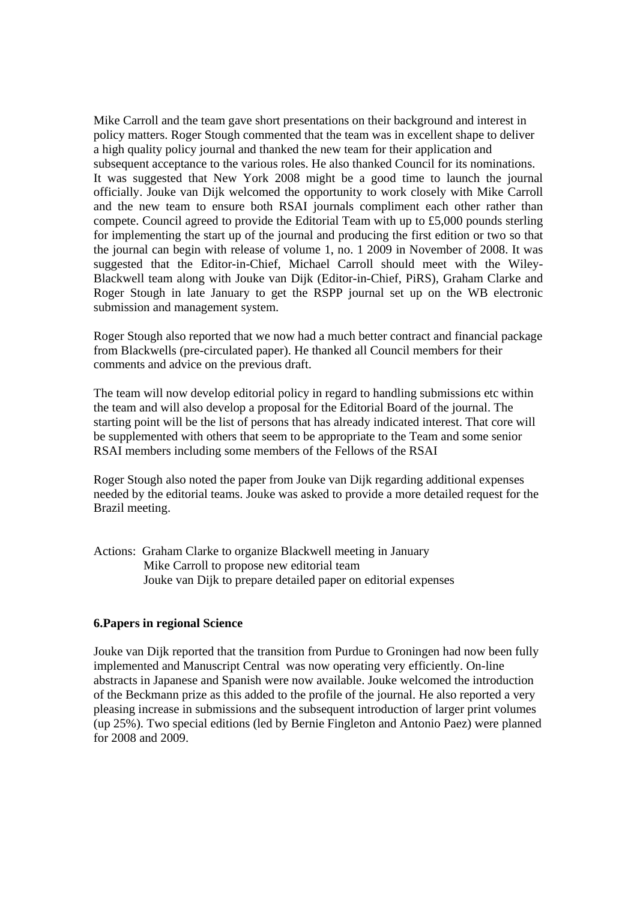Mike Carroll and the team gave short presentations on their background and interest in policy matters. Roger Stough commented that the team was in excellent shape to deliver a high quality policy journal and thanked the new team for their application and subsequent acceptance to the various roles. He also thanked Council for its nominations. It was suggested that New York 2008 might be a good time to launch the journal officially. Jouke van Dijk welcomed the opportunity to work closely with Mike Carroll and the new team to ensure both RSAI journals compliment each other rather than compete. Council agreed to provide the Editorial Team with up to £5,000 pounds sterling for implementing the start up of the journal and producing the first edition or two so that the journal can begin with release of volume 1, no. 1 2009 in November of 2008. It was suggested that the Editor-in-Chief, Michael Carroll should meet with the Wiley-Blackwell team along with Jouke van Dijk (Editor-in-Chief, PiRS), Graham Clarke and Roger Stough in late January to get the RSPP journal set up on the WB electronic submission and management system.

Roger Stough also reported that we now had a much better contract and financial package from Blackwells (pre-circulated paper). He thanked all Council members for their comments and advice on the previous draft.

The team will now develop editorial policy in regard to handling submissions etc within the team and will also develop a proposal for the Editorial Board of the journal. The starting point will be the list of persons that has already indicated interest. That core will be supplemented with others that seem to be appropriate to the Team and some senior RSAI members including some members of the Fellows of the RSAI

Roger Stough also noted the paper from Jouke van Dijk regarding additional expenses needed by the editorial teams. Jouke was asked to provide a more detailed request for the Brazil meeting.

Actions: Graham Clarke to organize Blackwell meeting in January
Mike Carroll to propose new editorial team
Jouke van Dijk to prepare detailed paper on editorial expenses

**6.Papers in regional Science**

Jouke van Dijk reported that the transition from Purdue to Groningen had now been fully implemented and Manuscript Central was now operating very efficiently. On-line abstracts in Japanese and Spanish were now available. Jouke welcomed the introduction of the Beckmann prize as this added to the profile of the journal. He also reported a very pleasing increase in submissions and the subsequent introduction of larger print volumes (up 25%). Two special editions (led by Bernie Fingleton and Antonio Paez) were planned for 2008 and 2009.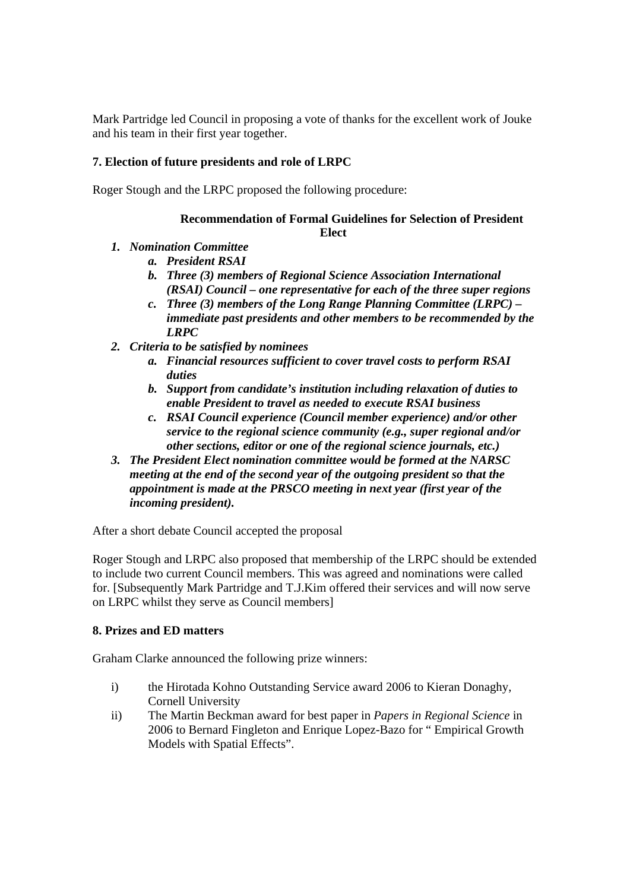Mark Partridge led Council in proposing a vote of thanks for the excellent work of Jouke and his team in their first year together.

**7. Election of future presidents and role of LRPC**

Roger Stough and the LRPC proposed the following procedure:

**Recommendation of Formal Guidelines for Selection of President Elect**

1. ***Nomination Committee***
   a. ***President RSAI***
   b. ***Three (3) members of Regional Science Association International (RSAI) Council – one representative for each of the three super regions***
   c. ***Three (3) members of the Long Range Planning Committee (LRPC) – immediate past presidents and other members to be recommended by the LRPC***
2. ***Criteria to be satisfied by nominees***
   a. ***Financial resources sufficient to cover travel costs to perform RSAI duties***
   b. ***Support from candidate's institution including relaxation of duties to enable President to travel as needed to execute RSAI business***
   c. ***RSAI Council experience (Council member experience) and/or other service to the regional science community (e.g., super regional and/or other sections, editor or one of the regional science journals, etc.)***
3. ***The President Elect nomination committee would be formed at the NARSC meeting at the end of the second year of the outgoing president so that the appointment is made at the PRSCO meeting in next year (first year of the incoming president).***

After a short debate Council accepted the proposal

Roger Stough and LRPC also proposed that membership of the LRPC should be extended to include two current Council members. This was agreed and nominations were called for. [Subsequently Mark Partridge and T.J.Kim offered their services and will now serve on LRPC whilst they serve as Council members]

**8. Prizes and ED matters**

Graham Clarke announced the following prize winners:

i) the Hirotada Kohno Outstanding Service award 2006 to Kieran Donaghy, Cornell University

ii) The Martin Beckman award for best paper in *Papers in Regional Science* in 2006 to Bernard Fingleton and Enrique Lopez-Bazo for " Empirical Growth Models with Spatial Effects".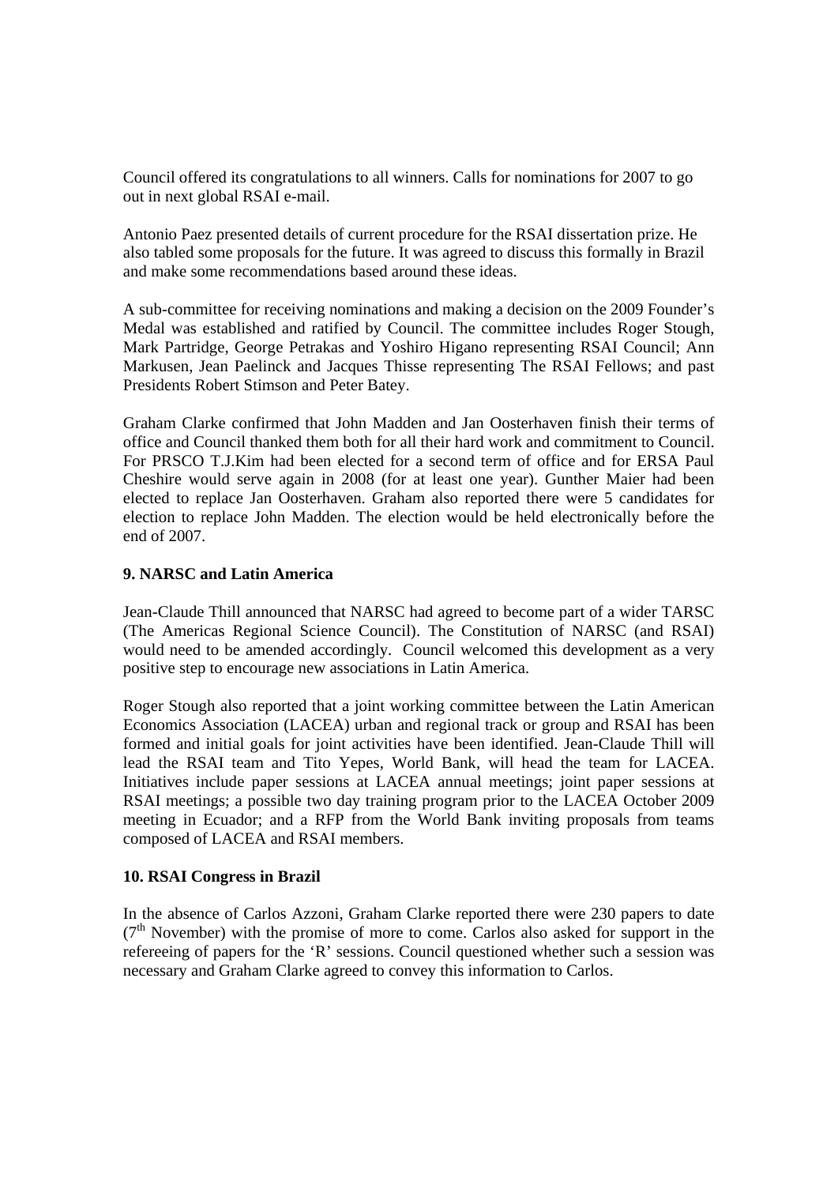Council offered its congratulations to all winners. Calls for nominations for 2007 to go out in next global RSAI e-mail.

Antonio Paez presented details of current procedure for the RSAI dissertation prize. He also tabled some proposals for the future. It was agreed to discuss this formally in Brazil and make some recommendations based around these ideas.

A sub-committee for receiving nominations and making a decision on the 2009 Founder's Medal was established and ratified by Council. The committee includes Roger Stough, Mark Partridge, George Petrakas and Yoshiro Higano representing RSAI Council; Ann Markusen, Jean Paelinck and Jacques Thisse representing The RSAI Fellows; and past Presidents Robert Stimson and Peter Batey.

Graham Clarke confirmed that John Madden and Jan Oosterhaven finish their terms of office and Council thanked them both for all their hard work and commitment to Council. For PRSCO T.J.Kim had been elected for a second term of office and for ERSA Paul Cheshire would serve again in 2008 (for at least one year). Gunther Maier had been elected to replace Jan Oosterhaven. Graham also reported there were 5 candidates for election to replace John Madden. The election would be held electronically before the end of 2007.

**9. NARSC and Latin America**

Jean-Claude Thill announced that NARSC had agreed to become part of a wider TARSC (The Americas Regional Science Council). The Constitution of NARSC (and RSAI) would need to be amended accordingly. Council welcomed this development as a very positive step to encourage new associations in Latin America.

Roger Stough also reported that a joint working committee between the Latin American Economics Association (LACEA) urban and regional track or group and RSAI has been formed and initial goals for joint activities have been identified. Jean-Claude Thill will lead the RSAI team and Tito Yepes, World Bank, will head the team for LACEA. Initiatives include paper sessions at LACEA annual meetings; joint paper sessions at RSAI meetings; a possible two day training program prior to the LACEA October 2009 meeting in Ecuador; and a RFP from the World Bank inviting proposals from teams composed of LACEA and RSAI members.

**10. RSAI Congress in Brazil**

In the absence of Carlos Azzoni, Graham Clarke reported there were 230 papers to date (7th November) with the promise of more to come. Carlos also asked for support in the refereeing of papers for the 'R' sessions. Council questioned whether such a session was necessary and Graham Clarke agreed to convey this information to Carlos.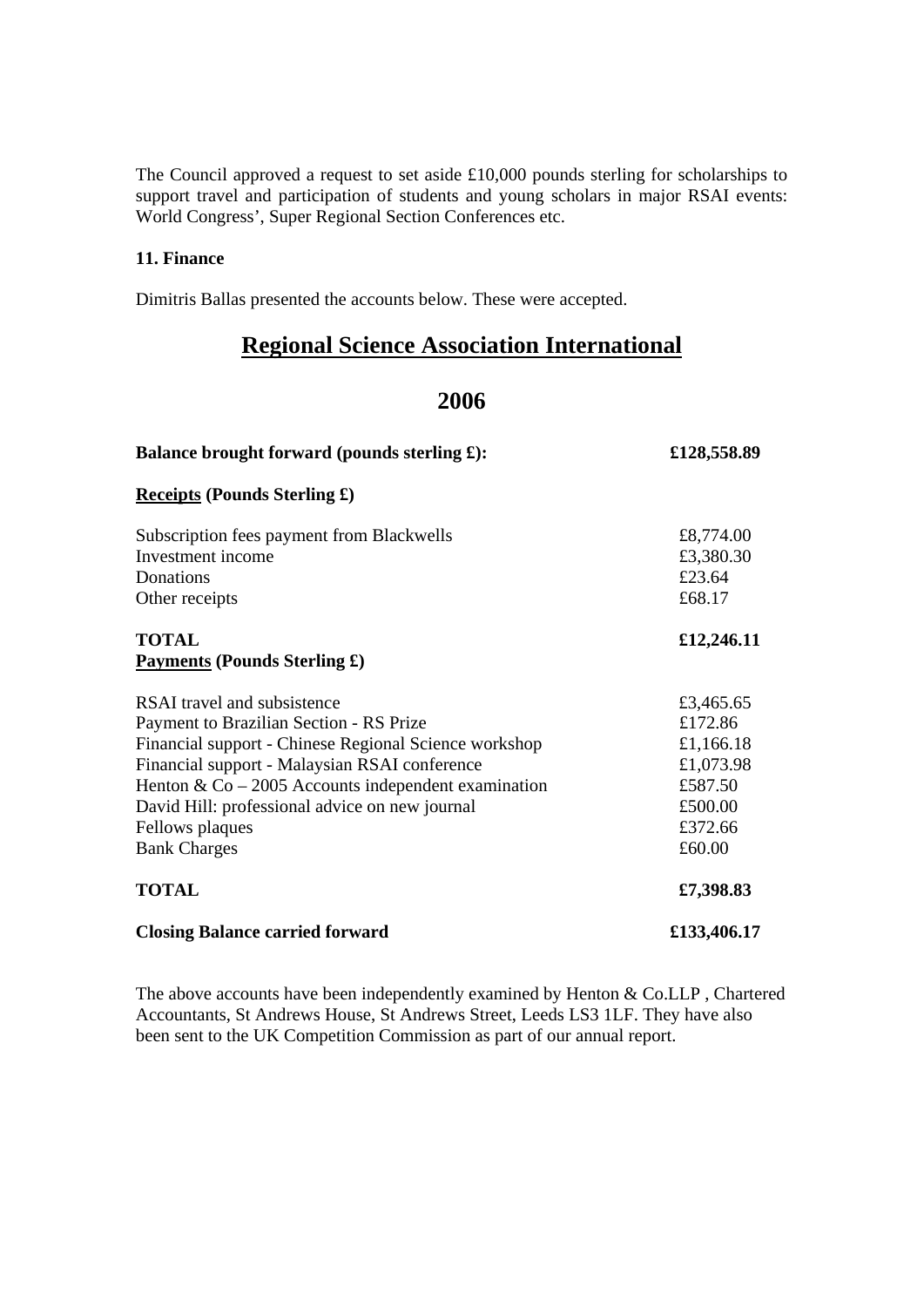The Council approved a request to set aside £10,000 pounds sterling for scholarships to support travel and participation of students and young scholars in major RSAI events: World Congress', Super Regional Section Conferences etc.

### 11. Finance

Dimitris Ballas presented the accounts below. These were accepted.

## Regional Science Association International

## 2006

| | |
|---|---|
| **Balance brought forward (pounds sterling £):** | **£128,558.89** |
| **Receipts (Pounds Sterling £)** | |
| Subscription fees payment from Blackwells | £8,774.00 |
| Investment income | £3,380.30 |
| Donations | £23.64 |
| Other receipts | £68.17 |
| **TOTAL** | **£12,246.11** |
| **Payments (Pounds Sterling £)** | |
| RSAI travel and subsistence | £3,465.65 |
| Payment to Brazilian Section - RS Prize | £172.86 |
| Financial support - Chinese Regional Science workshop | £1,166.18 |
| Financial support - Malaysian RSAI conference | £1,073.98 |
| Henton & Co – 2005 Accounts independent examination | £587.50 |
| David Hill: professional advice on new journal | £500.00 |
| Fellows plaques | £372.66 |
| Bank Charges | £60.00 |
| **TOTAL** | **£7,398.83** |
| **Closing Balance carried forward** | **£133,406.17** |

The above accounts have been independently examined by Henton & Co.LLP , Chartered Accountants, St Andrews House, St Andrews Street, Leeds LS3 1LF. They have also been sent to the UK Competition Commission as part of our annual report.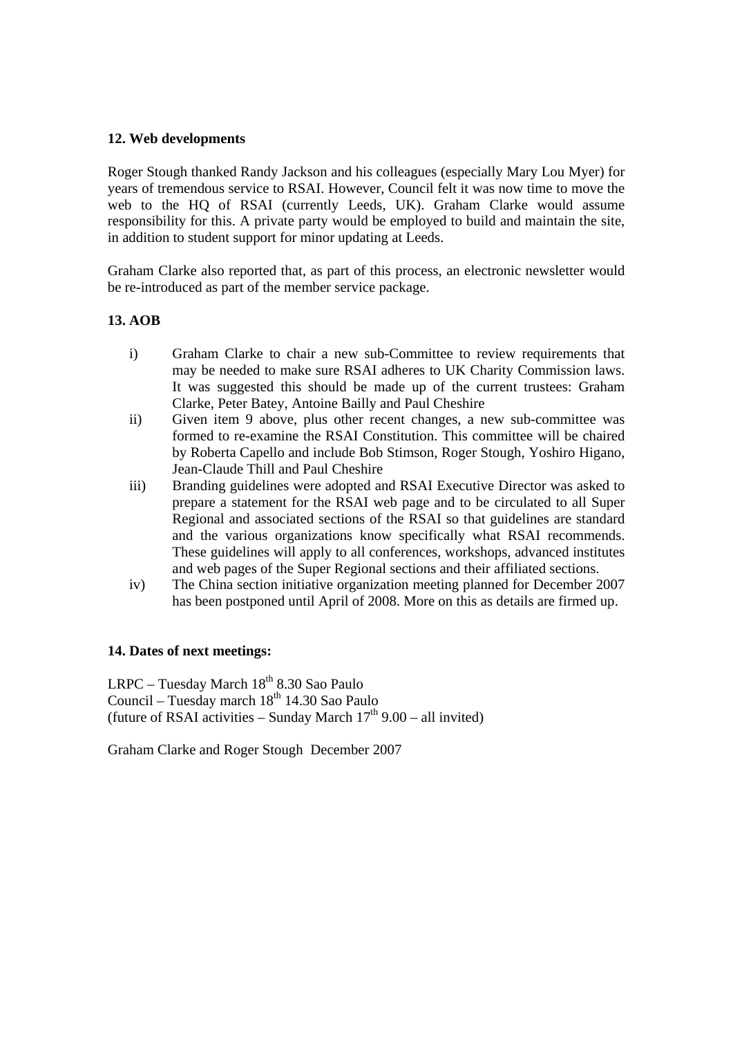**12. Web developments**

Roger Stough thanked Randy Jackson and his colleagues (especially Mary Lou Myer) for years of tremendous service to RSAI. However, Council felt it was now time to move the web to the HQ of RSAI (currently Leeds, UK). Graham Clarke would assume responsibility for this. A private party would be employed to build and maintain the site, in addition to student support for minor updating at Leeds.

Graham Clarke also reported that, as part of this process, an electronic newsletter would be re-introduced as part of the member service package.

**13. AOB**

i) Graham Clarke to chair a new sub-Committee to review requirements that may be needed to make sure RSAI adheres to UK Charity Commission laws. It was suggested this should be made up of the current trustees: Graham Clarke, Peter Batey, Antoine Bailly and Paul Cheshire

ii) Given item 9 above, plus other recent changes, a new sub-committee was formed to re-examine the RSAI Constitution. This committee will be chaired by Roberta Capello and include Bob Stimson, Roger Stough, Yoshiro Higano, Jean-Claude Thill and Paul Cheshire

iii) Branding guidelines were adopted and RSAI Executive Director was asked to prepare a statement for the RSAI web page and to be circulated to all Super Regional and associated sections of the RSAI so that guidelines are standard and the various organizations know specifically what RSAI recommends. These guidelines will apply to all conferences, workshops, advanced institutes and web pages of the Super Regional sections and their affiliated sections.

iv) The China section initiative organization meeting planned for December 2007 has been postponed until April of 2008. More on this as details are firmed up.

**14. Dates of next meetings:**

LRPC – Tuesday March 18th 8.30 Sao Paulo
Council – Tuesday march 18th 14.30 Sao Paulo
(future of RSAI activities – Sunday March 17th 9.00 – all invited)

Graham Clarke and Roger Stough December 2007